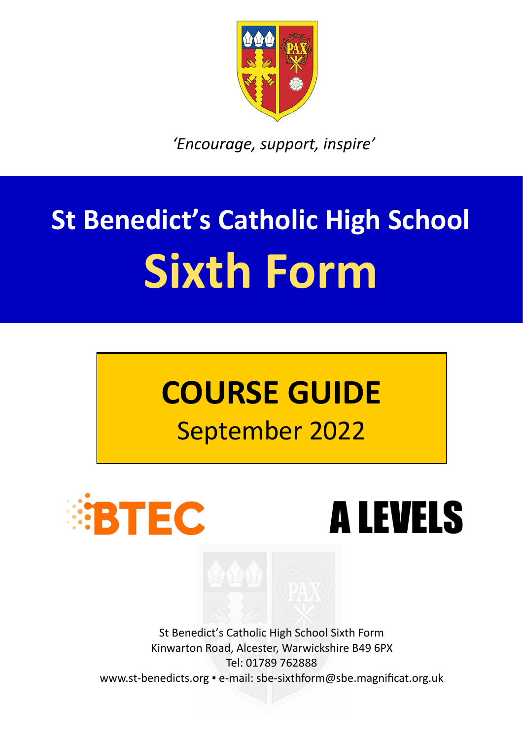*'Encourage, support, inspire'*

# St Benedict's Catholic High School
# Sixth Form

## COURSE GUIDE
September 2022

BTEC

A LEVELS

St Benedict's Catholic High School Sixth Form
Kinwarton Road, Alcester, Warwickshire B49 6PX
Tel: 01789 762888
www.st-benedicts.org ▪ e-mail: sbe-sixthform@sbe.magnificat.org.uk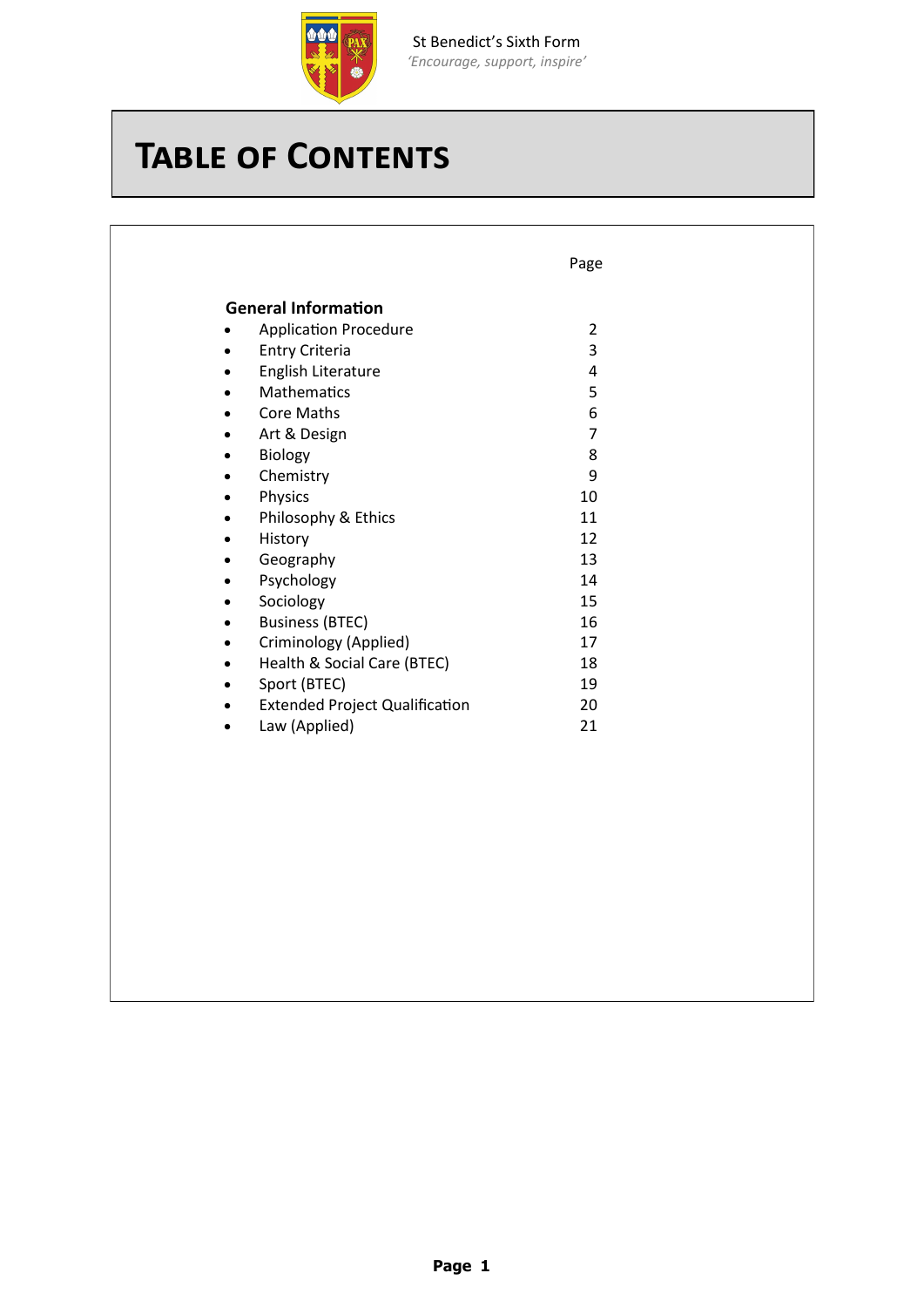St Benedict's Sixth Form
*'Encourage, support, inspire'*

# TABLE OF CONTENTS

| | Page |
|---|---|
| **General Information** | |
| • Application Procedure | 2 |
| • Entry Criteria | 3 |
| • English Literature | 4 |
| • Mathematics | 5 |
| • Core Maths | 6 |
| • Art & Design | 7 |
| • Biology | 8 |
| • Chemistry | 9 |
| • Physics | 10 |
| • Philosophy & Ethics | 11 |
| • History | 12 |
| • Geography | 13 |
| • Psychology | 14 |
| • Sociology | 15 |
| • Business (BTEC) | 16 |
| • Criminology (Applied) | 17 |
| • Health & Social Care (BTEC) | 18 |
| • Sport (BTEC) | 19 |
| • Extended Project Qualification | 20 |
| • Law (Applied) | 21 |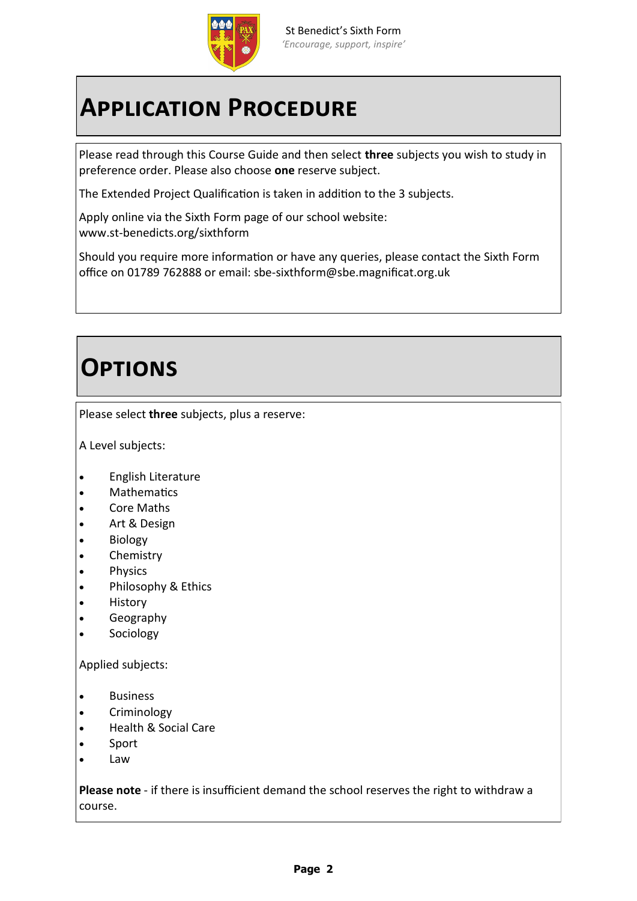# Application Procedure

Please read through this Course Guide and then select **three** subjects you wish to study in preference order. Please also choose **one** reserve subject.

The Extended Project Qualification is taken in addition to the 3 subjects.

Apply online via the Sixth Form page of our school website: www.st-benedicts.org/sixthform

Should you require more information or have any queries, please contact the Sixth Form office on 01789 762888 or email: sbe-sixthform@sbe.magnificat.org.uk

# Options

Please select **three** subjects, plus a reserve:

A Level subjects:

- English Literature
- Mathematics
- Core Maths
- Art & Design
- Biology
- Chemistry
- Physics
- Philosophy & Ethics
- History
- Geography
- Sociology

Applied subjects:

- Business
- Criminology
- Health & Social Care
- Sport
- Law

**Please note** - if there is insufficient demand the school reserves the right to withdraw a course.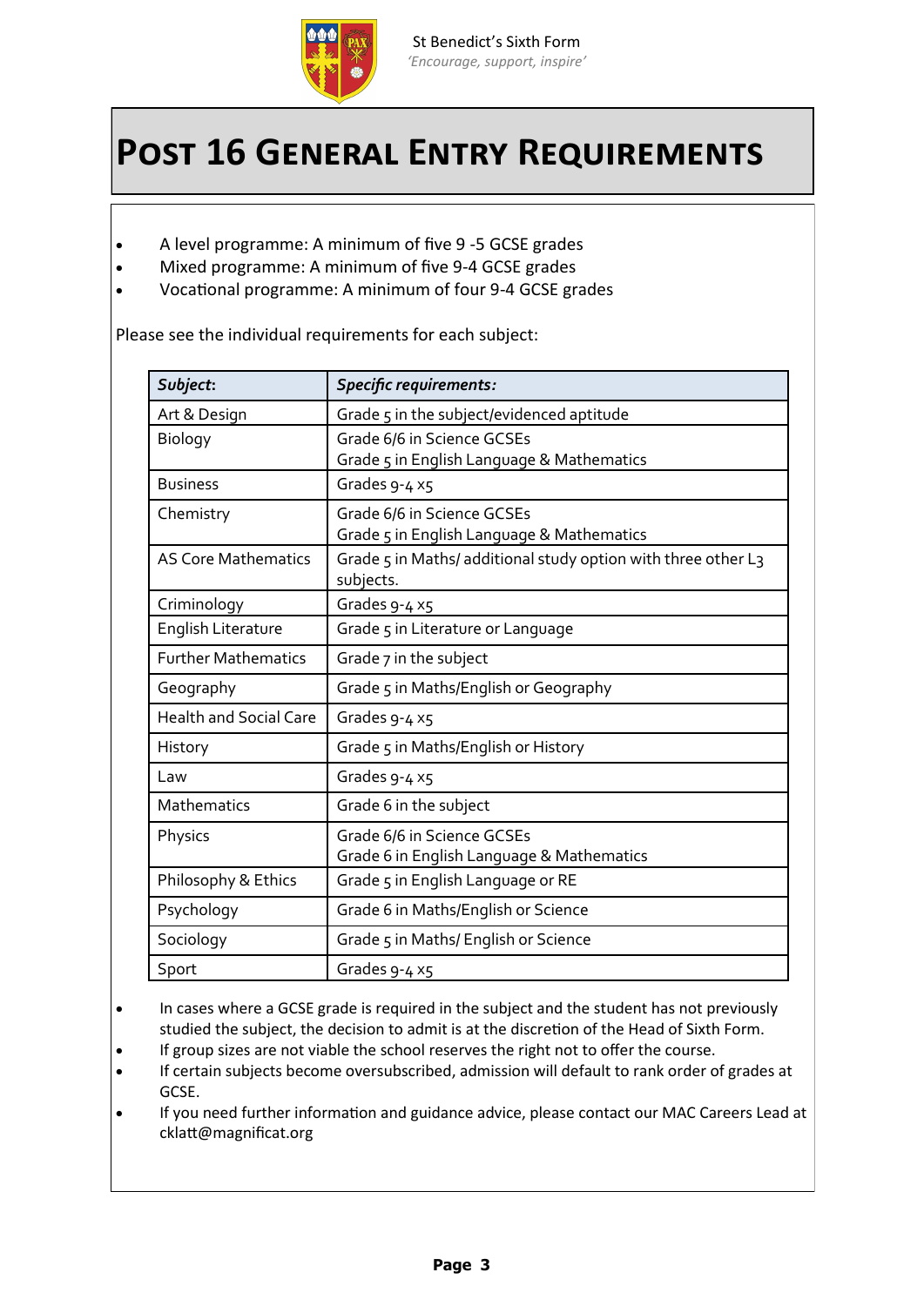St Benedict's Sixth Form
*'Encourage, support, inspire'*

# POST 16 GENERAL ENTRY REQUIREMENTS

- A level programme: A minimum of five 9 -5 GCSE grades
- Mixed programme: A minimum of five 9-4 GCSE grades
- Vocational programme: A minimum of four 9-4 GCSE grades

Please see the individual requirements for each subject:

| ***Subject*:** | ***Specific requirements:*** |
|---|---|
| Art & Design | Grade 5 in the subject/evidenced aptitude |
| Biology | Grade 6/6 in Science GCSEs<br>Grade 5 in English Language & Mathematics |
| Business | Grades 9-4 x5 |
| Chemistry | Grade 6/6 in Science GCSEs<br>Grade 5 in English Language & Mathematics |
| AS Core Mathematics | Grade 5 in Maths/ additional study option with three other L3 subjects. |
| Criminology | Grades 9-4 x5 |
| English Literature | Grade 5 in Literature or Language |
| Further Mathematics | Grade 7 in the subject |
| Geography | Grade 5 in Maths/English or Geography |
| Health and Social Care | Grades 9-4 x5 |
| History | Grade 5 in Maths/English or History |
| Law | Grades 9-4 x5 |
| Mathematics | Grade 6 in the subject |
| Physics | Grade 6/6 in Science GCSEs<br>Grade 6 in English Language & Mathematics |
| Philosophy & Ethics | Grade 5 in English Language or RE |
| Psychology | Grade 6 in Maths/English or Science |
| Sociology | Grade 5 in Maths/ English or Science |
| Sport | Grades 9-4 x5 |

- In cases where a GCSE grade is required in the subject and the student has not previously studied the subject, the decision to admit is at the discretion of the Head of Sixth Form.
- If group sizes are not viable the school reserves the right not to offer the course.
- If certain subjects become oversubscribed, admission will default to rank order of grades at GCSE.
- If you need further information and guidance advice, please contact our MAC Careers Lead at cklatt@magnificat.org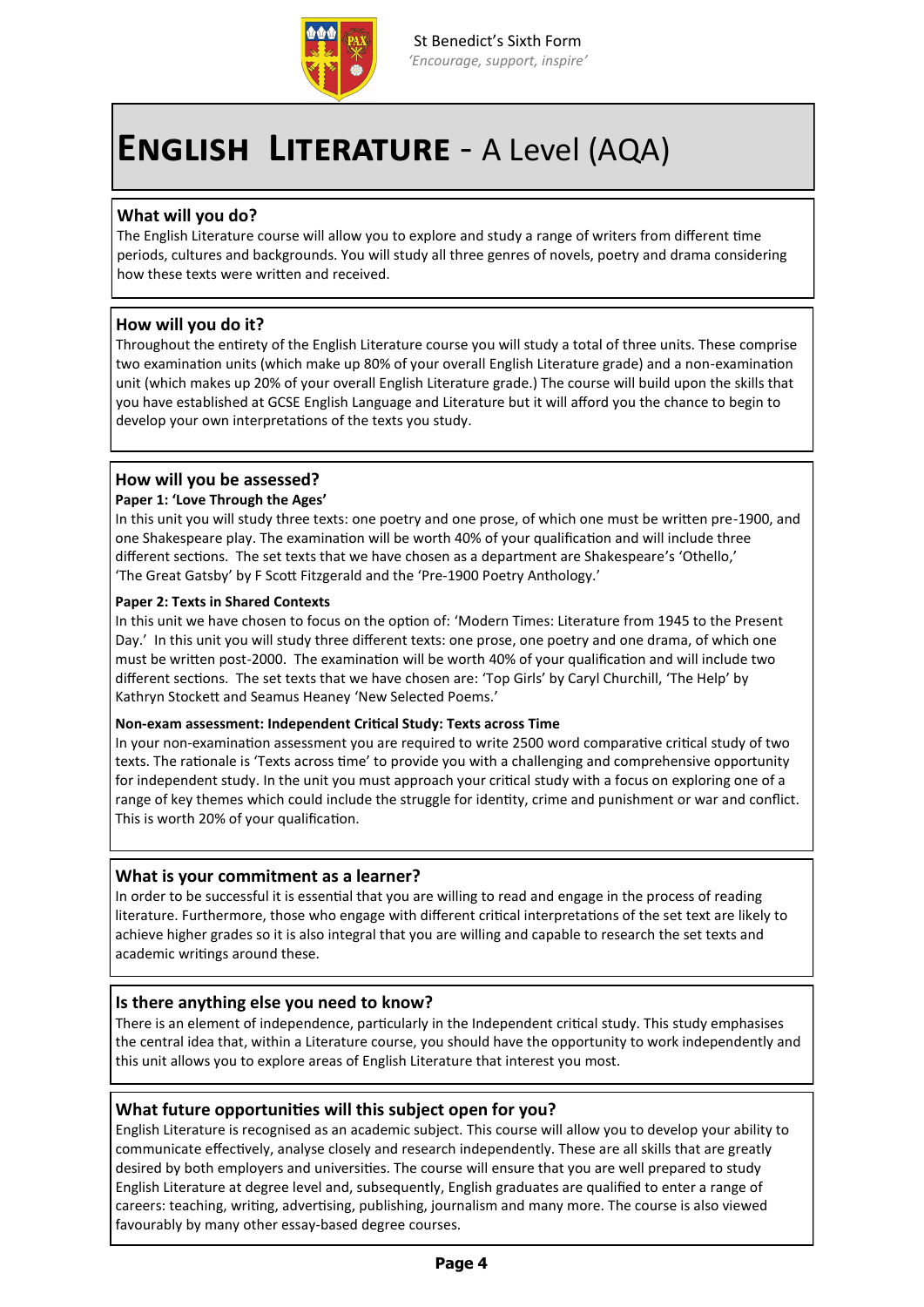St Benedict's Sixth Form
*'Encourage, support, inspire'*

# ENGLISH LITERATURE - A Level (AQA)

## What will you do?

The English Literature course will allow you to explore and study a range of writers from different time periods, cultures and backgrounds. You will study all three genres of novels, poetry and drama considering how these texts were written and received.

## How will you do it?

Throughout the entirety of the English Literature course you will study a total of three units. These comprise two examination units (which make up 80% of your overall English Literature grade) and a non-examination unit (which makes up 20% of your overall English Literature grade.) The course will build upon the skills that you have established at GCSE English Language and Literature but it will afford you the chance to begin to develop your own interpretations of the texts you study.

## How will you be assessed?

**Paper 1: 'Love Through the Ages'**

In this unit you will study three texts: one poetry and one prose, of which one must be written pre-1900, and one Shakespeare play. The examination will be worth 40% of your qualification and will include three different sections. The set texts that we have chosen as a department are Shakespeare's 'Othello,' 'The Great Gatsby' by F Scott Fitzgerald and the 'Pre-1900 Poetry Anthology.'

**Paper 2: Texts in Shared Contexts**

In this unit we have chosen to focus on the option of: 'Modern Times: Literature from 1945 to the Present Day.' In this unit you will study three different texts: one prose, one poetry and one drama, of which one must be written post-2000. The examination will be worth 40% of your qualification and will include two different sections. The set texts that we have chosen are: 'Top Girls' by Caryl Churchill, 'The Help' by Kathryn Stockett and Seamus Heaney 'New Selected Poems.'

**Non-exam assessment: Independent Critical Study: Texts across Time**

In your non-examination assessment you are required to write 2500 word comparative critical study of two texts. The rationale is 'Texts across time' to provide you with a challenging and comprehensive opportunity for independent study. In the unit you must approach your critical study with a focus on exploring one of a range of key themes which could include the struggle for identity, crime and punishment or war and conflict. This is worth 20% of your qualification.

## What is your commitment as a learner?

In order to be successful it is essential that you are willing to read and engage in the process of reading literature. Furthermore, those who engage with different critical interpretations of the set text are likely to achieve higher grades so it is also integral that you are willing and capable to research the set texts and academic writings around these.

## Is there anything else you need to know?

There is an element of independence, particularly in the Independent critical study. This study emphasises the central idea that, within a Literature course, you should have the opportunity to work independently and this unit allows you to explore areas of English Literature that interest you most.

## What future opportunities will this subject open for you?

English Literature is recognised as an academic subject. This course will allow you to develop your ability to communicate effectively, analyse closely and research independently. These are all skills that are greatly desired by both employers and universities. The course will ensure that you are well prepared to study English Literature at degree level and, subsequently, English graduates are qualified to enter a range of careers: teaching, writing, advertising, publishing, journalism and many more. The course is also viewed favourably by many other essay-based degree courses.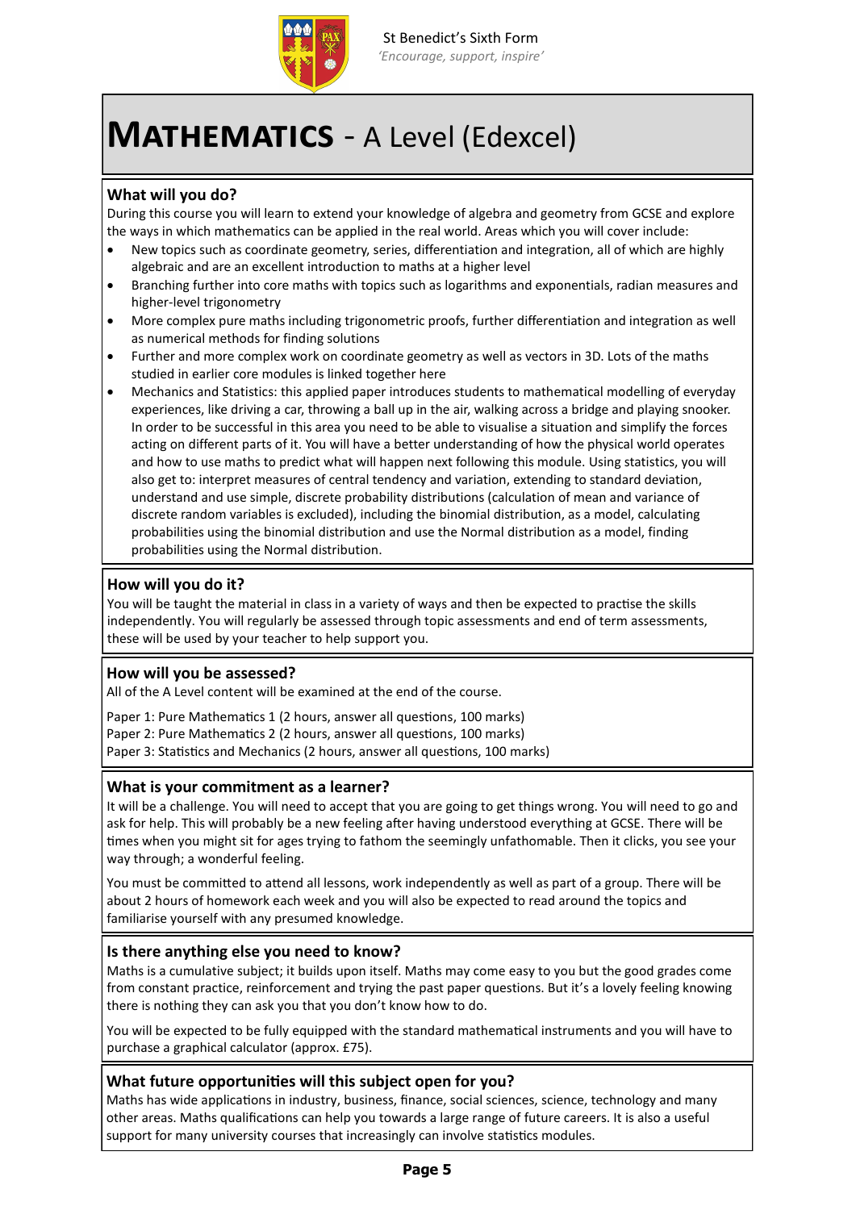St Benedict's Sixth Form
*'Encourage, support, inspire'*

# **MATHEMATICS** - A Level (Edexcel)

## What will you do?

During this course you will learn to extend your knowledge of algebra and geometry from GCSE and explore the ways in which mathematics can be applied in the real world. Areas which you will cover include:

- New topics such as coordinate geometry, series, differentiation and integration, all of which are highly algebraic and are an excellent introduction to maths at a higher level
- Branching further into core maths with topics such as logarithms and exponentials, radian measures and higher-level trigonometry
- More complex pure maths including trigonometric proofs, further differentiation and integration as well as numerical methods for finding solutions
- Further and more complex work on coordinate geometry as well as vectors in 3D. Lots of the maths studied in earlier core modules is linked together here
- Mechanics and Statistics: this applied paper introduces students to mathematical modelling of everyday experiences, like driving a car, throwing a ball up in the air, walking across a bridge and playing snooker. In order to be successful in this area you need to be able to visualise a situation and simplify the forces acting on different parts of it. You will have a better understanding of how the physical world operates and how to use maths to predict what will happen next following this module. Using statistics, you will also get to: interpret measures of central tendency and variation, extending to standard deviation, understand and use simple, discrete probability distributions (calculation of mean and variance of discrete random variables is excluded), including the binomial distribution, as a model, calculating probabilities using the binomial distribution and use the Normal distribution as a model, finding probabilities using the Normal distribution.

## How will you do it?

You will be taught the material in class in a variety of ways and then be expected to practise the skills independently. You will regularly be assessed through topic assessments and end of term assessments, these will be used by your teacher to help support you.

## How will you be assessed?

All of the A Level content will be examined at the end of the course.

Paper 1: Pure Mathematics 1 (2 hours, answer all questions, 100 marks)
Paper 2: Pure Mathematics 2 (2 hours, answer all questions, 100 marks)
Paper 3: Statistics and Mechanics (2 hours, answer all questions, 100 marks)

## What is your commitment as a learner?

It will be a challenge. You will need to accept that you are going to get things wrong. You will need to go and ask for help. This will probably be a new feeling after having understood everything at GCSE. There will be times when you might sit for ages trying to fathom the seemingly unfathomable. Then it clicks, you see your way through; a wonderful feeling.

You must be committed to attend all lessons, work independently as well as part of a group. There will be about 2 hours of homework each week and you will also be expected to read around the topics and familiarise yourself with any presumed knowledge.

## Is there anything else you need to know?

Maths is a cumulative subject; it builds upon itself. Maths may come easy to you but the good grades come from constant practice, reinforcement and trying the past paper questions. But it's a lovely feeling knowing there is nothing they can ask you that you don't know how to do.

You will be expected to be fully equipped with the standard mathematical instruments and you will have to purchase a graphical calculator (approx. £75).

## What future opportunities will this subject open for you?

Maths has wide applications in industry, business, finance, social sciences, science, technology and many other areas. Maths qualifications can help you towards a large range of future careers. It is also a useful support for many university courses that increasingly can involve statistics modules.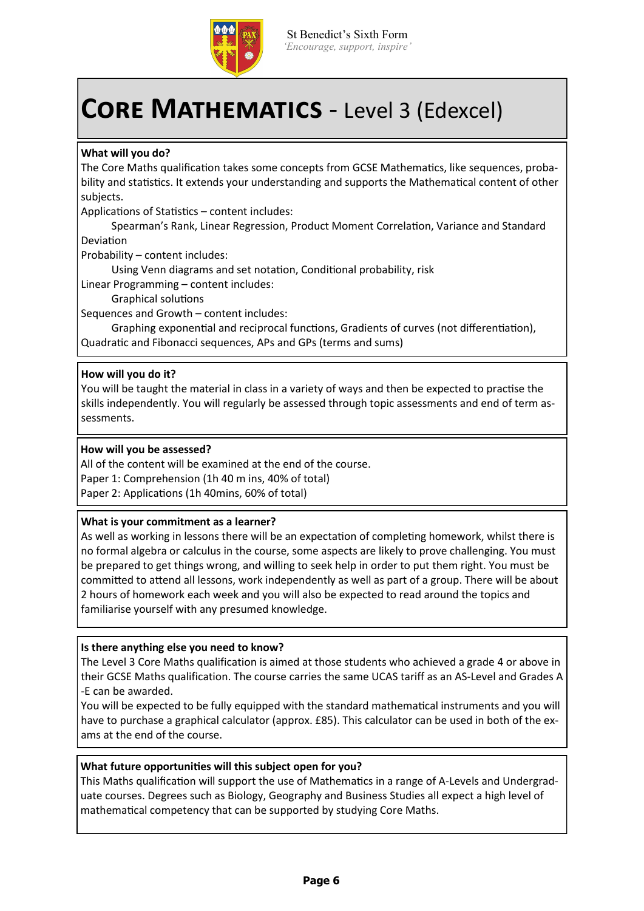St Benedict's Sixth Form
*'Encourage, support, inspire'*

# CORE MATHEMATICS - Level 3 (Edexcel)

**What will you do?**

The Core Maths qualification takes some concepts from GCSE Mathematics, like sequences, probability and statistics. It extends your understanding and supports the Mathematical content of other subjects.

Applications of Statistics – content includes:

Spearman's Rank, Linear Regression, Product Moment Correlation, Variance and Standard Deviation

Probability – content includes:

Using Venn diagrams and set notation, Conditional probability, risk

Linear Programming – content includes:

Graphical solutions

Sequences and Growth – content includes:

Graphing exponential and reciprocal functions, Gradients of curves (not differentiation), Quadratic and Fibonacci sequences, APs and GPs (terms and sums)

**How will you do it?**

You will be taught the material in class in a variety of ways and then be expected to practise the skills independently. You will regularly be assessed through topic assessments and end of term assessments.

**How will you be assessed?**

All of the content will be examined at the end of the course.

Paper 1: Comprehension (1h 40 m ins, 40% of total)

Paper 2: Applications (1h 40mins, 60% of total)

**What is your commitment as a learner?**

As well as working in lessons there will be an expectation of completing homework, whilst there is no formal algebra or calculus in the course, some aspects are likely to prove challenging. You must be prepared to get things wrong, and willing to seek help in order to put them right. You must be committed to attend all lessons, work independently as well as part of a group. There will be about 2 hours of homework each week and you will also be expected to read around the topics and familiarise yourself with any presumed knowledge.

**Is there anything else you need to know?**

The Level 3 Core Maths qualification is aimed at those students who achieved a grade 4 or above in their GCSE Maths qualification. The course carries the same UCAS tariff as an AS-Level and Grades A-E can be awarded.

You will be expected to be fully equipped with the standard mathematical instruments and you will have to purchase a graphical calculator (approx. £85). This calculator can be used in both of the exams at the end of the course.

**What future opportunities will this subject open for you?**

This Maths qualification will support the use of Mathematics in a range of A-Levels and Undergraduate courses. Degrees such as Biology, Geography and Business Studies all expect a high level of mathematical competency that can be supported by studying Core Maths.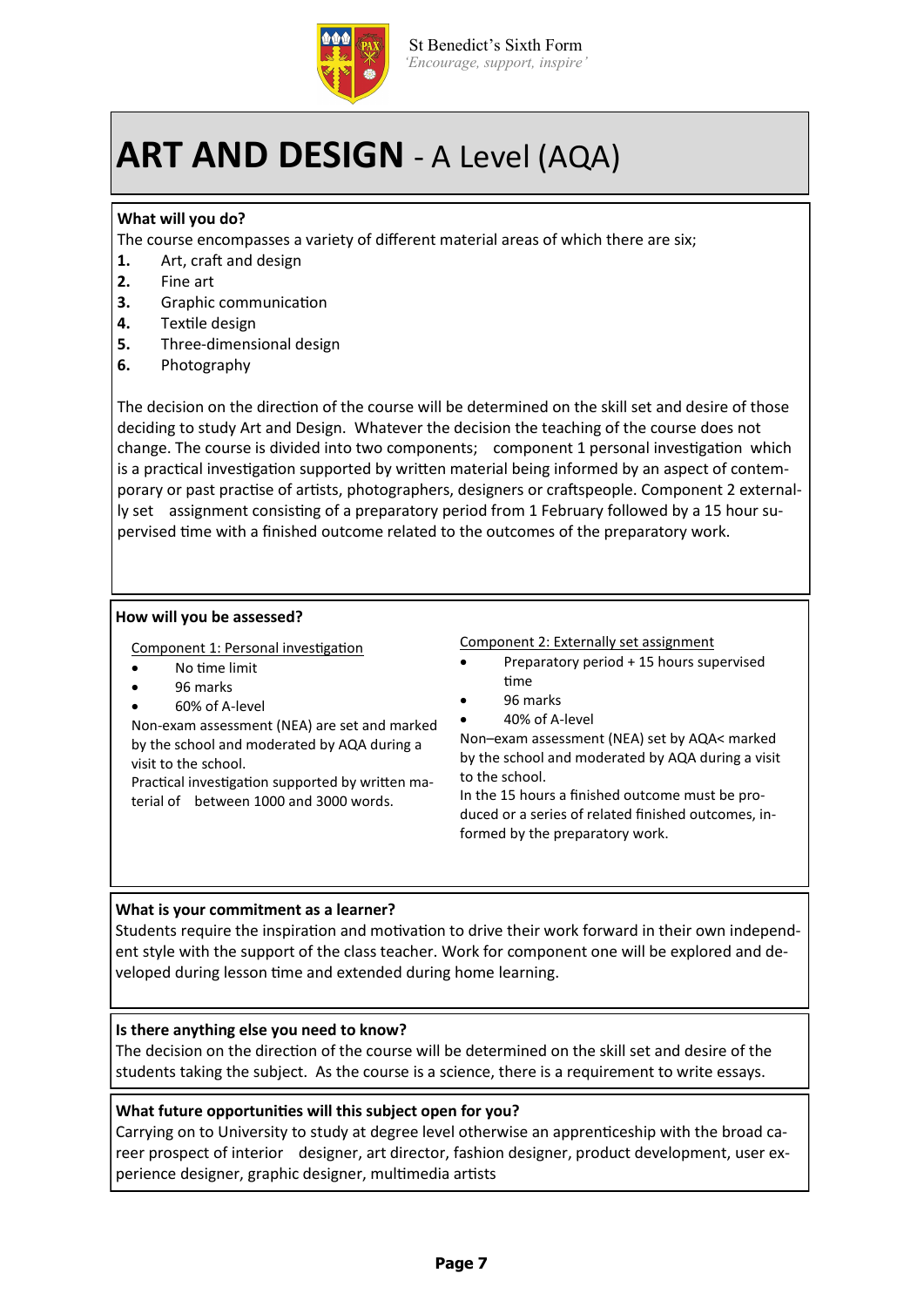St Benedict's Sixth Form
*'Encourage, support, inspire'*

# ART AND DESIGN - A Level (AQA)

**What will you do?**

The course encompasses a variety of different material areas of which there are six;

1. Art, craft and design
2. Fine art
3. Graphic communication
4. Textile design
5. Three-dimensional design
6. Photography

The decision on the direction of the course will be determined on the skill set and desire of those deciding to study Art and Design. Whatever the decision the teaching of the course does not change. The course is divided into two components; component 1 personal investigation which is a practical investigation supported by written material being informed by an aspect of contemporary or past practise of artists, photographers, designers or craftspeople. Component 2 externally set assignment consisting of a preparatory period from 1 February followed by a 15 hour supervised time with a finished outcome related to the outcomes of the preparatory work.

**How will you be assessed?**

Component 1: Personal investigation

- No time limit
- 96 marks
- 60% of A-level

Non-exam assessment (NEA) are set and marked by the school and moderated by AQA during a visit to the school.

Practical investigation supported by written material of between 1000 and 3000 words.

Component 2: Externally set assignment

- Preparatory period + 15 hours supervised time
- 96 marks
- 40% of A-level

Non–exam assessment (NEA) set by AQA< marked by the school and moderated by AQA during a visit to the school.

In the 15 hours a finished outcome must be produced or a series of related finished outcomes, informed by the preparatory work.

**What is your commitment as a learner?**

Students require the inspiration and motivation to drive their work forward in their own independent style with the support of the class teacher. Work for component one will be explored and developed during lesson time and extended during home learning.

**Is there anything else you need to know?**

The decision on the direction of the course will be determined on the skill set and desire of the students taking the subject. As the course is a science, there is a requirement to write essays.

**What future opportunities will this subject open for you?**

Carrying on to University to study at degree level otherwise an apprenticeship with the broad career prospect of interior designer, art director, fashion designer, product development, user experience designer, graphic designer, multimedia artists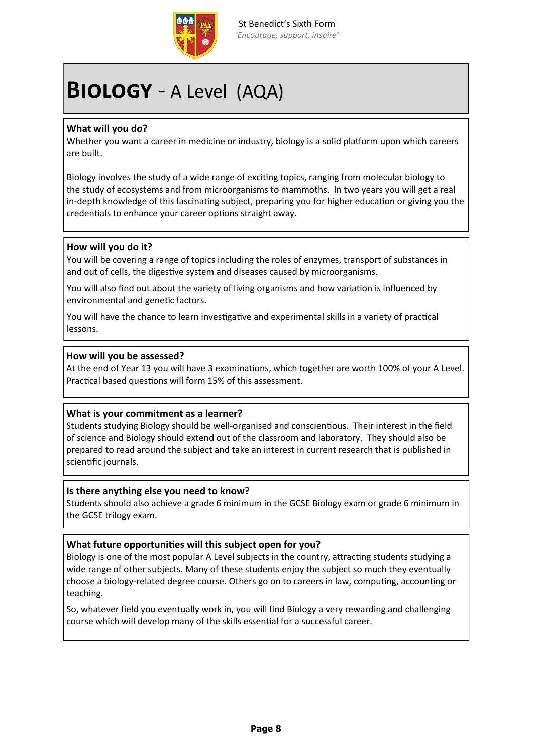# **Biology** - A Level (AQA)

### What will you do?

Whether you want a career in medicine or industry, biology is a solid platform upon which careers are built.

Biology involves the study of a wide range of exciting topics, ranging from molecular biology to the study of ecosystems and from microorganisms to mammoths. In two years you will get a real in-depth knowledge of this fascinating subject, preparing you for higher education or giving you the credentials to enhance your career options straight away.

### How will you do it?

You will be covering a range of topics including the roles of enzymes, transport of substances in and out of cells, the digestive system and diseases caused by microorganisms.

You will also find out about the variety of living organisms and how variation is influenced by environmental and genetic factors.

You will have the chance to learn investigative and experimental skills in a variety of practical lessons.

### How will you be assessed?

At the end of Year 13 you will have 3 examinations, which together are worth 100% of your A Level. Practical based questions will form 15% of this assessment.

### What is your commitment as a learner?

Students studying Biology should be well-organised and conscientious. Their interest in the field of science and Biology should extend out of the classroom and laboratory. They should also be prepared to read around the subject and take an interest in current research that is published in scientific journals.

### Is there anything else you need to know?

Students should also achieve a grade 6 minimum in the GCSE Biology exam or grade 6 minimum in the GCSE trilogy exam.

### What future opportunities will this subject open for you?

Biology is one of the most popular A Level subjects in the country, attracting students studying a wide range of other subjects. Many of these students enjoy the subject so much they eventually choose a biology-related degree course. Others go on to careers in law, computing, accounting or teaching.

So, whatever field you eventually work in, you will find Biology a very rewarding and challenging course which will develop many of the skills essential for a successful career.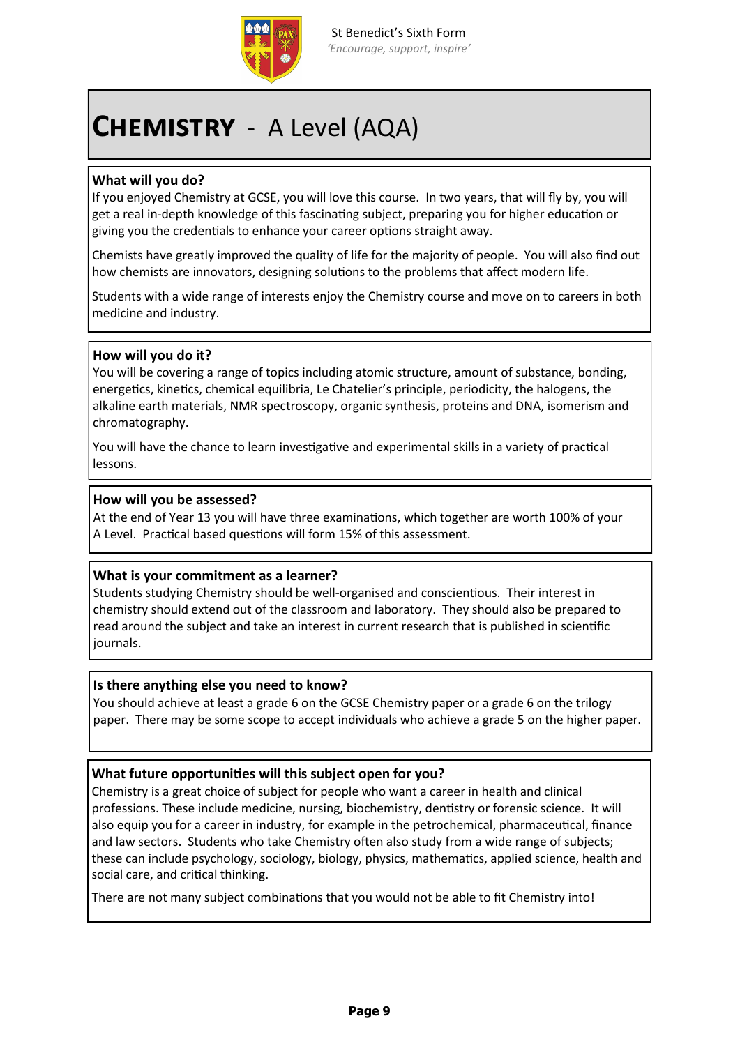# **Chemistry** - A Level (AQA)

**What will you do?**

If you enjoyed Chemistry at GCSE, you will love this course. In two years, that will fly by, you will get a real in-depth knowledge of this fascinating subject, preparing you for higher education or giving you the credentials to enhance your career options straight away.

Chemists have greatly improved the quality of life for the majority of people. You will also find out how chemists are innovators, designing solutions to the problems that affect modern life.

Students with a wide range of interests enjoy the Chemistry course and move on to careers in both medicine and industry.

**How will you do it?**

You will be covering a range of topics including atomic structure, amount of substance, bonding, energetics, kinetics, chemical equilibria, Le Chatelier's principle, periodicity, the halogens, the alkaline earth materials, NMR spectroscopy, organic synthesis, proteins and DNA, isomerism and chromatography.

You will have the chance to learn investigative and experimental skills in a variety of practical lessons.

**How will you be assessed?**

At the end of Year 13 you will have three examinations, which together are worth 100% of your A Level. Practical based questions will form 15% of this assessment.

**What is your commitment as a learner?**

Students studying Chemistry should be well-organised and conscientious. Their interest in chemistry should extend out of the classroom and laboratory. They should also be prepared to read around the subject and take an interest in current research that is published in scientific journals.

**Is there anything else you need to know?**

You should achieve at least a grade 6 on the GCSE Chemistry paper or a grade 6 on the trilogy paper. There may be some scope to accept individuals who achieve a grade 5 on the higher paper.

**What future opportunities will this subject open for you?**

Chemistry is a great choice of subject for people who want a career in health and clinical professions. These include medicine, nursing, biochemistry, dentistry or forensic science. It will also equip you for a career in industry, for example in the petrochemical, pharmaceutical, finance and law sectors. Students who take Chemistry often also study from a wide range of subjects; these can include psychology, sociology, biology, physics, mathematics, applied science, health and social care, and critical thinking.

There are not many subject combinations that you would not be able to fit Chemistry into!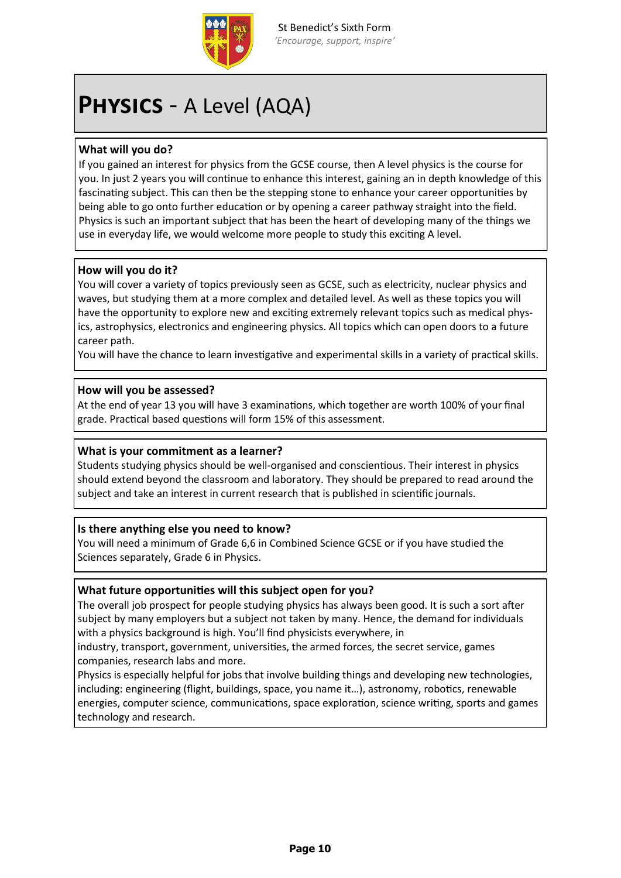# **PHYSICS** - A Level (AQA)

## What will you do?

If you gained an interest for physics from the GCSE course, then A level physics is the course for you. In just 2 years you will continue to enhance this interest, gaining an in depth knowledge of this fascinating subject. This can then be the stepping stone to enhance your career opportunities by being able to go onto further education or by opening a career pathway straight into the field. Physics is such an important subject that has been the heart of developing many of the things we use in everyday life, we would welcome more people to study this exciting A level.

## How will you do it?

You will cover a variety of topics previously seen as GCSE, such as electricity, nuclear physics and waves, but studying them at a more complex and detailed level. As well as these topics you will have the opportunity to explore new and exciting extremely relevant topics such as medical physics, astrophysics, electronics and engineering physics. All topics which can open doors to a future career path.

You will have the chance to learn investigative and experimental skills in a variety of practical skills.

## How will you be assessed?

At the end of year 13 you will have 3 examinations, which together are worth 100% of your final grade. Practical based questions will form 15% of this assessment.

## What is your commitment as a learner?

Students studying physics should be well-organised and conscientious. Their interest in physics should extend beyond the classroom and laboratory. They should be prepared to read around the subject and take an interest in current research that is published in scientific journals.

## Is there anything else you need to know?

You will need a minimum of Grade 6,6 in Combined Science GCSE or if you have studied the Sciences separately, Grade 6 in Physics.

## What future opportunities will this subject open for you?

The overall job prospect for people studying physics has always been good. It is such a sort after subject by many employers but a subject not taken by many. Hence, the demand for individuals with a physics background is high. You'll find physicists everywhere, in industry, transport, government, universities, the armed forces, the secret service, games companies, research labs and more.

Physics is especially helpful for jobs that involve building things and developing new technologies, including: engineering (flight, buildings, space, you name it…), astronomy, robotics, renewable energies, computer science, communications, space exploration, science writing, sports and games technology and research.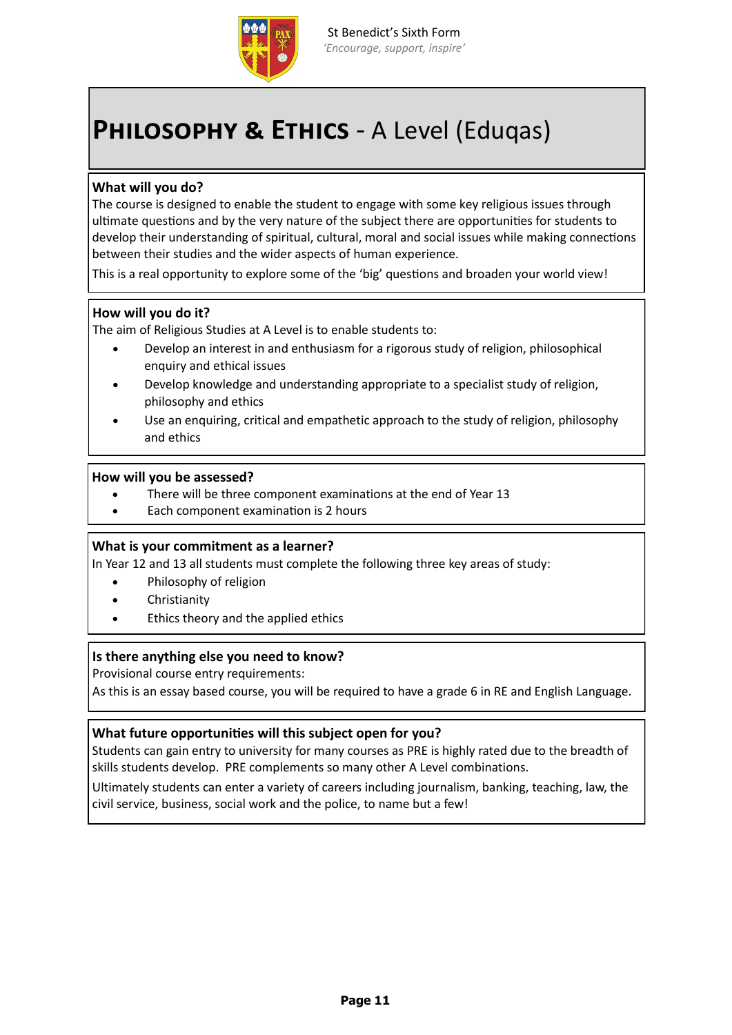St Benedict's Sixth Form
*'Encourage, support, inspire'*

# PHILOSOPHY & ETHICS - A Level (Eduqas)

### What will you do?

The course is designed to enable the student to engage with some key religious issues through ultimate questions and by the very nature of the subject there are opportunities for students to develop their understanding of spiritual, cultural, moral and social issues while making connections between their studies and the wider aspects of human experience.

This is a real opportunity to explore some of the 'big' questions and broaden your world view!

### How will you do it?

The aim of Religious Studies at A Level is to enable students to:

- Develop an interest in and enthusiasm for a rigorous study of religion, philosophical enquiry and ethical issues
- Develop knowledge and understanding appropriate to a specialist study of religion, philosophy and ethics
- Use an enquiring, critical and empathetic approach to the study of religion, philosophy and ethics

### How will you be assessed?

- There will be three component examinations at the end of Year 13
- Each component examination is 2 hours

### What is your commitment as a learner?

In Year 12 and 13 all students must complete the following three key areas of study:

- Philosophy of religion
- Christianity
- Ethics theory and the applied ethics

### Is there anything else you need to know?

Provisional course entry requirements:

As this is an essay based course, you will be required to have a grade 6 in RE and English Language.

### What future opportunities will this subject open for you?

Students can gain entry to university for many courses as PRE is highly rated due to the breadth of skills students develop. PRE complements so many other A Level combinations.

Ultimately students can enter a variety of careers including journalism, banking, teaching, law, the civil service, business, social work and the police, to name but a few!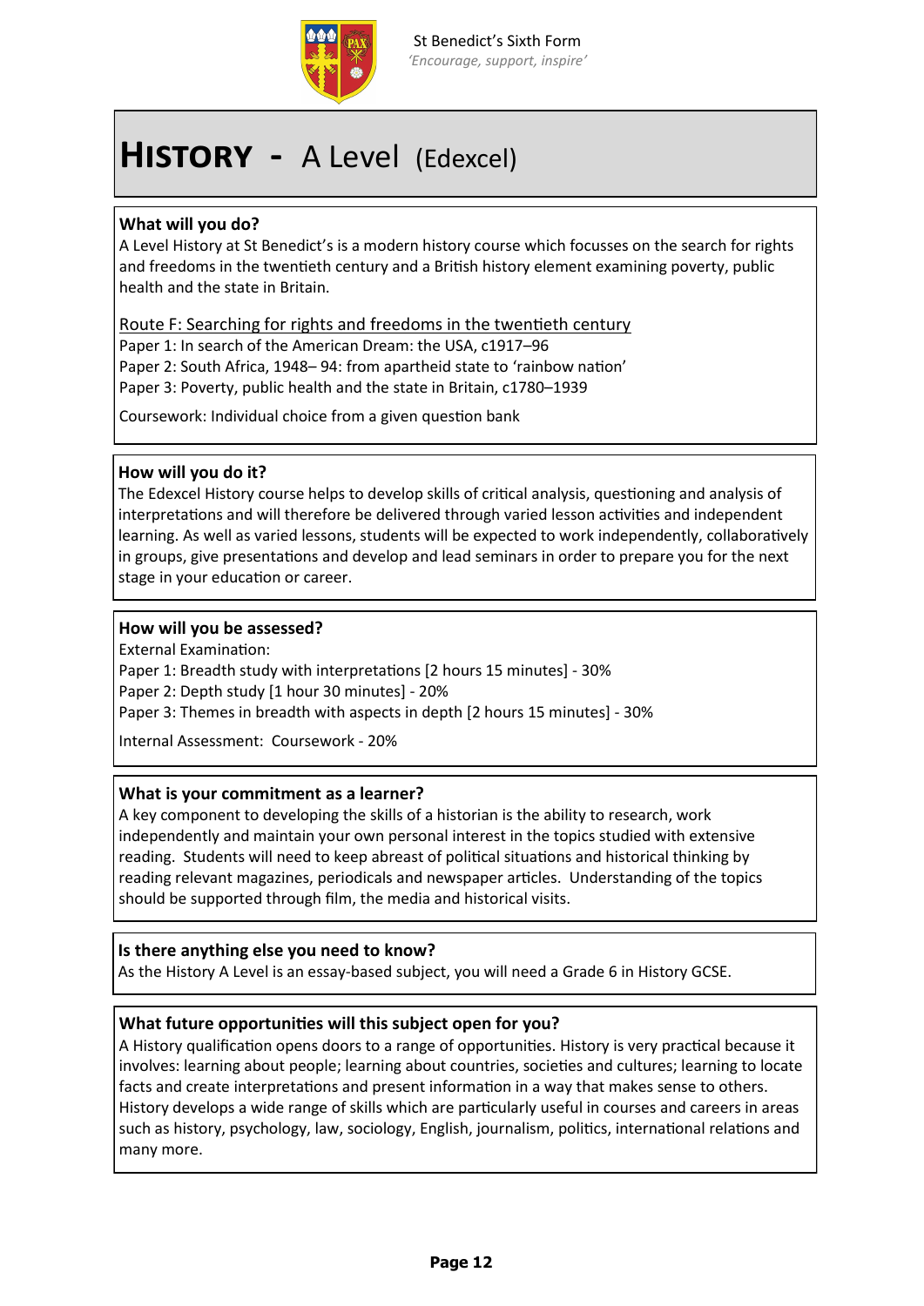St Benedict's Sixth Form
*'Encourage, support, inspire'*

# HISTORY - A Level (Edexcel)

### What will you do?

A Level History at St Benedict's is a modern history course which focusses on the search for rights and freedoms in the twentieth century and a British history element examining poverty, public health and the state in Britain.

Route F: Searching for rights and freedoms in the twentieth century
Paper 1: In search of the American Dream: the USA, c1917–96
Paper 2: South Africa, 1948– 94: from apartheid state to 'rainbow nation'
Paper 3: Poverty, public health and the state in Britain, c1780–1939

Coursework: Individual choice from a given question bank

### How will you do it?

The Edexcel History course helps to develop skills of critical analysis, questioning and analysis of interpretations and will therefore be delivered through varied lesson activities and independent learning. As well as varied lessons, students will be expected to work independently, collaboratively in groups, give presentations and develop and lead seminars in order to prepare you for the next stage in your education or career.

### How will you be assessed?

External Examination:
Paper 1: Breadth study with interpretations [2 hours 15 minutes] - 30%
Paper 2: Depth study [1 hour 30 minutes] - 20%
Paper 3: Themes in breadth with aspects in depth [2 hours 15 minutes] - 30%

Internal Assessment: Coursework - 20%

### What is your commitment as a learner?

A key component to developing the skills of a historian is the ability to research, work independently and maintain your own personal interest in the topics studied with extensive reading. Students will need to keep abreast of political situations and historical thinking by reading relevant magazines, periodicals and newspaper articles. Understanding of the topics should be supported through film, the media and historical visits.

### Is there anything else you need to know?

As the History A Level is an essay-based subject, you will need a Grade 6 in History GCSE.

### What future opportunities will this subject open for you?

A History qualification opens doors to a range of opportunities. History is very practical because it involves: learning about people; learning about countries, societies and cultures; learning to locate facts and create interpretations and present information in a way that makes sense to others. History develops a wide range of skills which are particularly useful in courses and careers in areas such as history, psychology, law, sociology, English, journalism, politics, international relations and many more.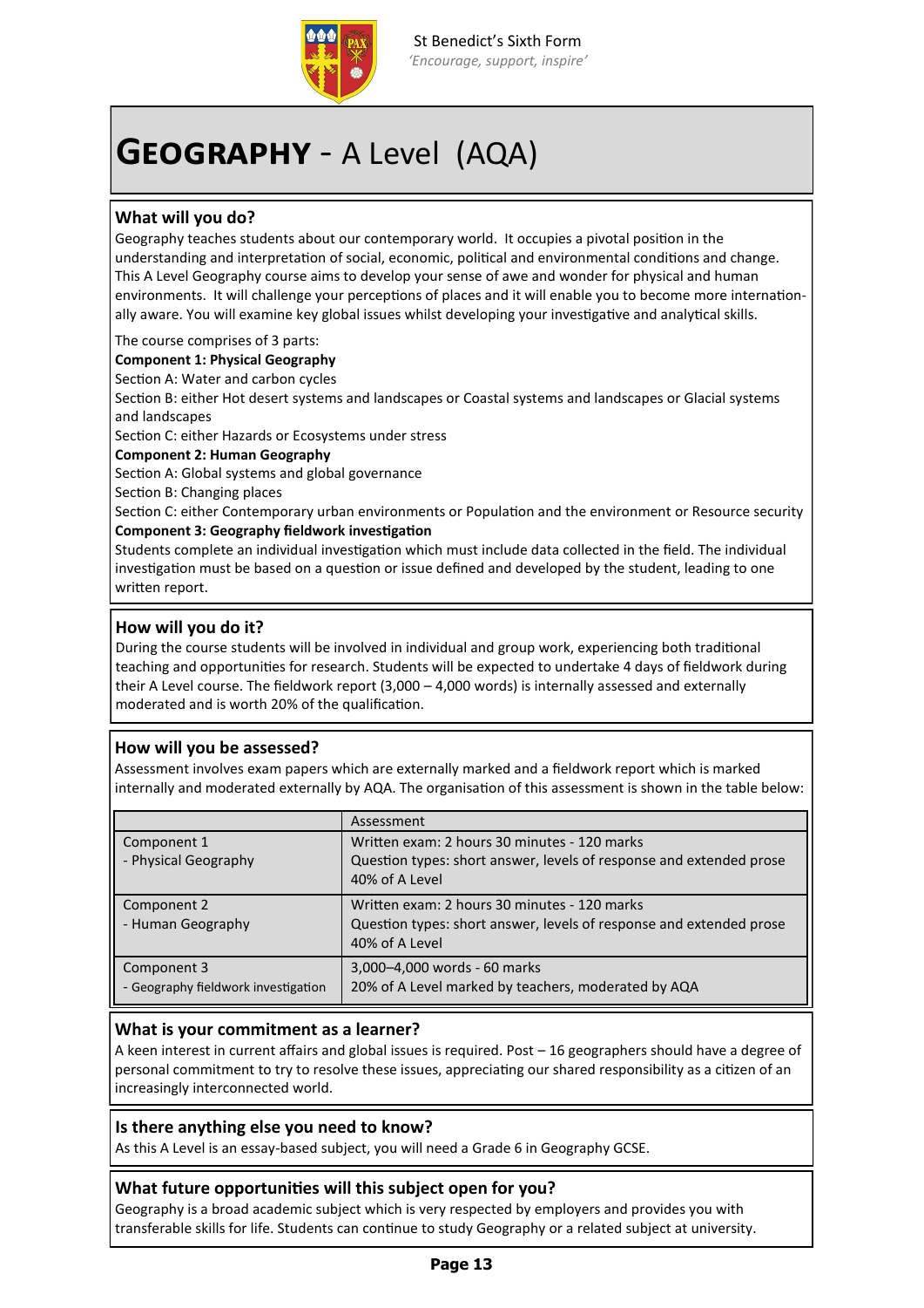# **GEOGRAPHY** - A Level (AQA)

### What will you do?

Geography teaches students about our contemporary world. It occupies a pivotal position in the understanding and interpretation of social, economic, political and environmental conditions and change. This A Level Geography course aims to develop your sense of awe and wonder for physical and human environments. It will challenge your perceptions of places and it will enable you to become more internationally aware. You will examine key global issues whilst developing your investigative and analytical skills.

The course comprises of 3 parts:

**Component 1: Physical Geography**

Section A: Water and carbon cycles

Section B: either Hot desert systems and landscapes or Coastal systems and landscapes or Glacial systems and landscapes

Section C: either Hazards or Ecosystems under stress

**Component 2: Human Geography**

Section A: Global systems and global governance

Section B: Changing places

Section C: either Contemporary urban environments or Population and the environment or Resource security

**Component 3: Geography fieldwork investigation**

Students complete an individual investigation which must include data collected in the field. The individual investigation must be based on a question or issue defined and developed by the student, leading to one written report.

### How will you do it?

During the course students will be involved in individual and group work, experiencing both traditional teaching and opportunities for research. Students will be expected to undertake 4 days of fieldwork during their A Level course. The fieldwork report (3,000 – 4,000 words) is internally assessed and externally moderated and is worth 20% of the qualification.

### How will you be assessed?

Assessment involves exam papers which are externally marked and a fieldwork report which is marked internally and moderated externally by AQA. The organisation of this assessment is shown in the table below:

| | Assessment |
|---|---|
| Component 1<br>- Physical Geography | Written exam: 2 hours 30 minutes - 120 marks<br>Question types: short answer, levels of response and extended prose<br>40% of A Level |
| Component 2<br>- Human Geography | Written exam: 2 hours 30 minutes - 120 marks<br>Question types: short answer, levels of response and extended prose<br>40% of A Level |
| Component 3<br>- Geography fieldwork investigation | 3,000–4,000 words - 60 marks<br>20% of A Level marked by teachers, moderated by AQA |

### What is your commitment as a learner?

A keen interest in current affairs and global issues is required. Post – 16 geographers should have a degree of personal commitment to try to resolve these issues, appreciating our shared responsibility as a citizen of an increasingly interconnected world.

### Is there anything else you need to know?

As this A Level is an essay-based subject, you will need a Grade 6 in Geography GCSE.

### What future opportunities will this subject open for you?

Geography is a broad academic subject which is very respected by employers and provides you with transferable skills for life. Students can continue to study Geography or a related subject at university.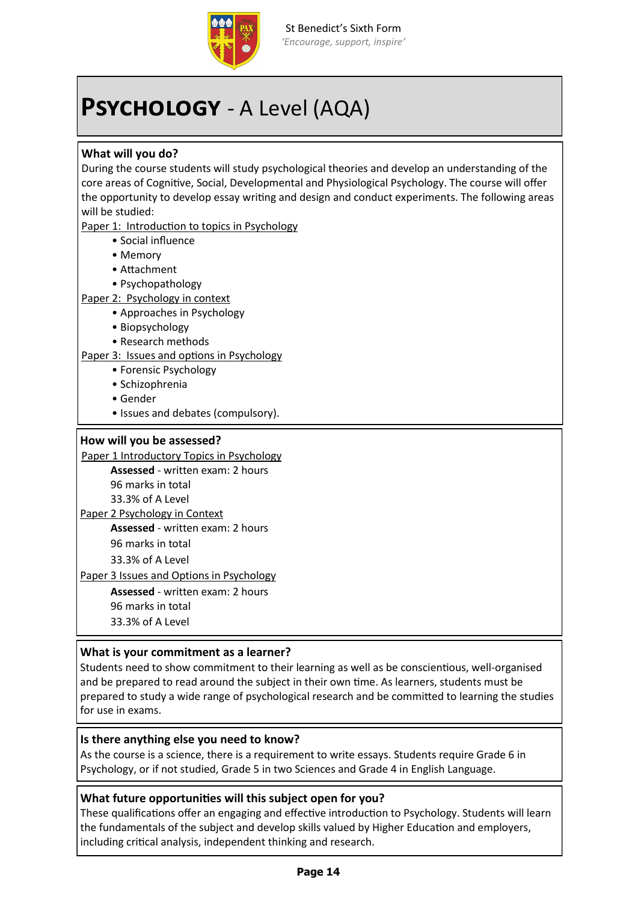St Benedict's Sixth Form
*'Encourage, support, inspire'*

# **PSYCHOLOGY** - A Level (AQA)

### What will you do?

During the course students will study psychological theories and develop an understanding of the core areas of Cognitive, Social, Developmental and Physiological Psychology. The course will offer the opportunity to develop essay writing and design and conduct experiments. The following areas will be studied:

Paper 1: Introduction to topics in Psychology

- Social influence
- Memory
- Attachment
- Psychopathology

Paper 2: Psychology in context

- Approaches in Psychology
- Biopsychology
- Research methods

Paper 3: Issues and options in Psychology

- Forensic Psychology
- Schizophrenia
- Gender
- Issues and debates (compulsory).

### How will you be assessed?

Paper 1 Introductory Topics in Psychology

**Assessed** - written exam: 2 hours
96 marks in total
33.3% of A Level

Paper 2 Psychology in Context

**Assessed** - written exam: 2 hours
96 marks in total
33.3% of A Level

Paper 3 Issues and Options in Psychology

**Assessed** - written exam: 2 hours
96 marks in total
33.3% of A Level

### What is your commitment as a learner?

Students need to show commitment to their learning as well as be conscientious, well-organised and be prepared to read around the subject in their own time. As learners, students must be prepared to study a wide range of psychological research and be committed to learning the studies for use in exams.

### Is there anything else you need to know?

As the course is a science, there is a requirement to write essays. Students require Grade 6 in Psychology, or if not studied, Grade 5 in two Sciences and Grade 4 in English Language.

### What future opportunities will this subject open for you?

These qualifications offer an engaging and effective introduction to Psychology. Students will learn the fundamentals of the subject and develop skills valued by Higher Education and employers, including critical analysis, independent thinking and research.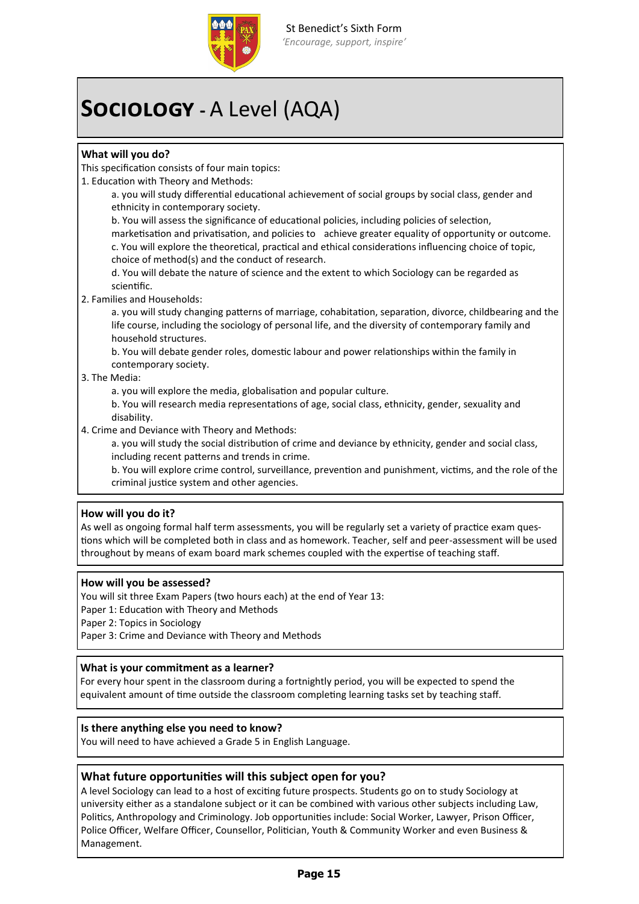St Benedict's Sixth Form
*'Encourage, support, inspire'*

# **SOCIOLOGY** - A Level (AQA)

### What will you do?

This specification consists of four main topics:

1. Education with Theory and Methods:
   - a. you will study differential educational achievement of social groups by social class, gender and ethnicity in contemporary society.
   - b. You will assess the significance of educational policies, including policies of selection, marketisation and privatisation, and policies to achieve greater equality of opportunity or outcome.
   - c. You will explore the theoretical, practical and ethical considerations influencing choice of topic, choice of method(s) and the conduct of research.
   - d. You will debate the nature of science and the extent to which Sociology can be regarded as scientific.
2. Families and Households:
   - a. you will study changing patterns of marriage, cohabitation, separation, divorce, childbearing and the life course, including the sociology of personal life, and the diversity of contemporary family and household structures.
   - b. You will debate gender roles, domestic labour and power relationships within the family in contemporary society.
3. The Media:
   - a. you will explore the media, globalisation and popular culture.
   - b. You will research media representations of age, social class, ethnicity, gender, sexuality and disability.
4. Crime and Deviance with Theory and Methods:
   - a. you will study the social distribution of crime and deviance by ethnicity, gender and social class, including recent patterns and trends in crime.
   - b. You will explore crime control, surveillance, prevention and punishment, victims, and the role of the criminal justice system and other agencies.

### How will you do it?

As well as ongoing formal half term assessments, you will be regularly set a variety of practice exam questions which will be completed both in class and as homework. Teacher, self and peer-assessment will be used throughout by means of exam board mark schemes coupled with the expertise of teaching staff.

### How will you be assessed?

You will sit three Exam Papers (two hours each) at the end of Year 13:
Paper 1: Education with Theory and Methods
Paper 2: Topics in Sociology
Paper 3: Crime and Deviance with Theory and Methods

### What is your commitment as a learner?

For every hour spent in the classroom during a fortnightly period, you will be expected to spend the equivalent amount of time outside the classroom completing learning tasks set by teaching staff.

### Is there anything else you need to know?

You will need to have achieved a Grade 5 in English Language.

### What future opportunities will this subject open for you?

A level Sociology can lead to a host of exciting future prospects. Students go on to study Sociology at university either as a standalone subject or it can be combined with various other subjects including Law, Politics, Anthropology and Criminology. Job opportunities include: Social Worker, Lawyer, Prison Officer, Police Officer, Welfare Officer, Counsellor, Politician, Youth & Community Worker and even Business & Management.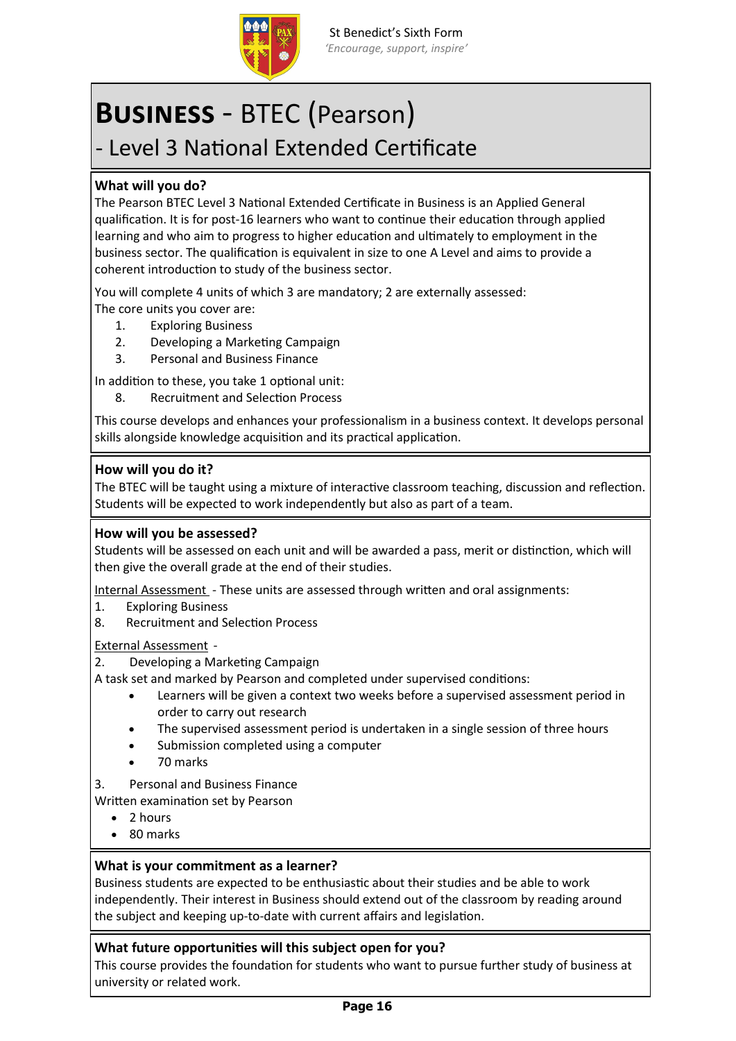# **Business** - BTEC (Pearson)
## - Level 3 National Extended Certificate

### What will you do?

The Pearson BTEC Level 3 National Extended Certificate in Business is an Applied General qualification. It is for post-16 learners who want to continue their education through applied learning and who aim to progress to higher education and ultimately to employment in the business sector. The qualification is equivalent in size to one A Level and aims to provide a coherent introduction to study of the business sector.

You will complete 4 units of which 3 are mandatory; 2 are externally assessed:
The core units you cover are:

1. Exploring Business
2. Developing a Marketing Campaign
3. Personal and Business Finance

In addition to these, you take 1 optional unit:

8. Recruitment and Selection Process

This course develops and enhances your professionalism in a business context. It develops personal skills alongside knowledge acquisition and its practical application.

### How will you do it?

The BTEC will be taught using a mixture of interactive classroom teaching, discussion and reflection. Students will be expected to work independently but also as part of a team.

### How will you be assessed?

Students will be assessed on each unit and will be awarded a pass, merit or distinction, which will then give the overall grade at the end of their studies.

<u>Internal Assessment</u> - These units are assessed through written and oral assignments:

1. Exploring Business
8. Recruitment and Selection Process

<u>External Assessment</u> -

2. Developing a Marketing Campaign

A task set and marked by Pearson and completed under supervised conditions:

- Learners will be given a context two weeks before a supervised assessment period in order to carry out research
- The supervised assessment period is undertaken in a single session of three hours
- Submission completed using a computer
- 70 marks

3. Personal and Business Finance

Written examination set by Pearson

- 2 hours
- 80 marks

### What is your commitment as a learner?

Business students are expected to be enthusiastic about their studies and be able to work independently. Their interest in Business should extend out of the classroom by reading around the subject and keeping up-to-date with current affairs and legislation.

### What future opportunities will this subject open for you?

This course provides the foundation for students who want to pursue further study of business at university or related work.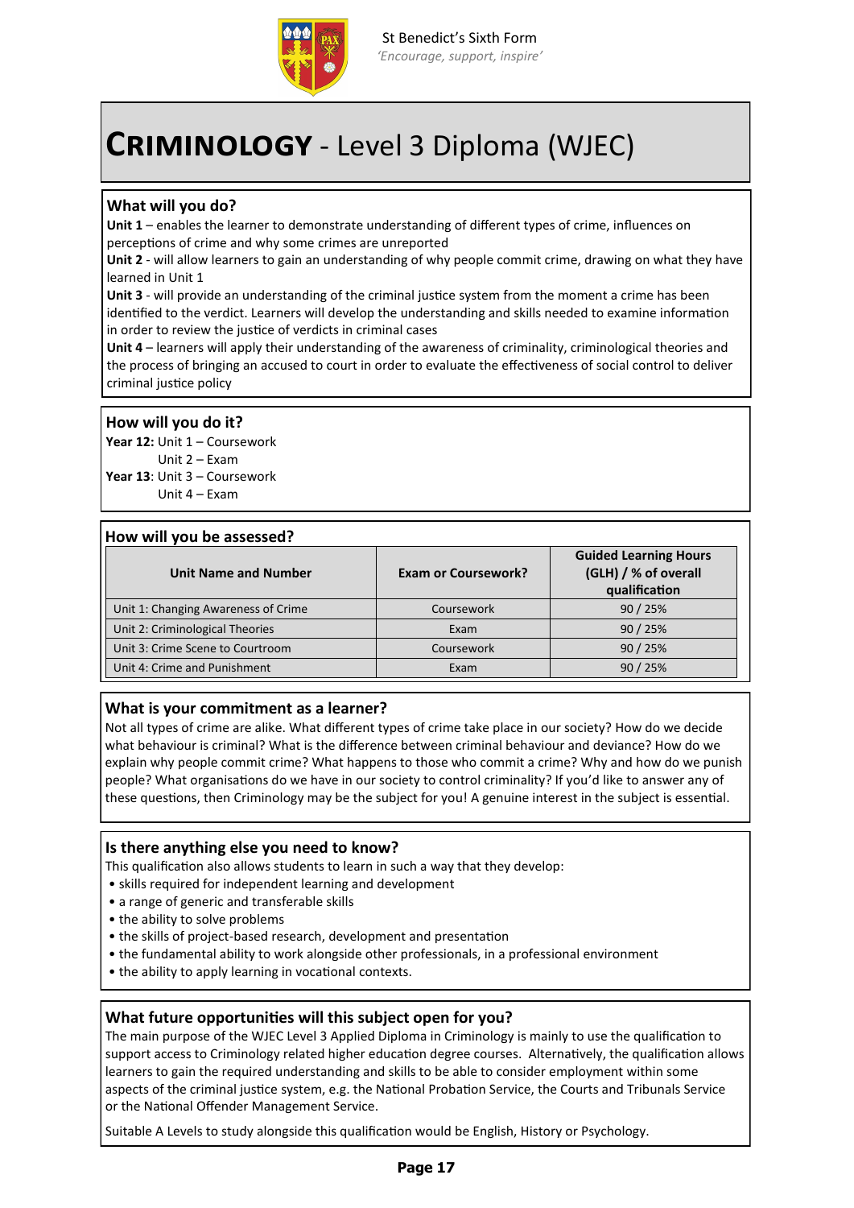St Benedict's Sixth Form
*'Encourage, support, inspire'*

# **CRIMINOLOGY** - Level 3 Diploma (WJEC)

### What will you do?

**Unit 1** – enables the learner to demonstrate understanding of different types of crime, influences on perceptions of crime and why some crimes are unreported

**Unit 2** - will allow learners to gain an understanding of why people commit crime, drawing on what they have learned in Unit 1

**Unit 3** - will provide an understanding of the criminal justice system from the moment a crime has been identified to the verdict. Learners will develop the understanding and skills needed to examine information in order to review the justice of verdicts in criminal cases

**Unit 4** – learners will apply their understanding of the awareness of criminality, criminological theories and the process of bringing an accused to court in order to evaluate the effectiveness of social control to deliver criminal justice policy

### How will you do it?

**Year 12:** Unit 1 – Coursework
Unit 2 – Exam
**Year 13**: Unit 3 – Coursework
Unit 4 – Exam

### How will you be assessed?

| Unit Name and Number | Exam or Coursework? | Guided Learning Hours (GLH) / % of overall qualification |
|---|---|---|
| Unit 1: Changing Awareness of Crime | Coursework | 90 / 25% |
| Unit 2: Criminological Theories | Exam | 90 / 25% |
| Unit 3: Crime Scene to Courtroom | Coursework | 90 / 25% |
| Unit 4: Crime and Punishment | Exam | 90 / 25% |

### What is your commitment as a learner?

Not all types of crime are alike. What different types of crime take place in our society? How do we decide what behaviour is criminal? What is the difference between criminal behaviour and deviance? How do we explain why people commit crime? What happens to those who commit a crime? Why and how do we punish people? What organisations do we have in our society to control criminality? If you'd like to answer any of these questions, then Criminology may be the subject for you! A genuine interest in the subject is essential.

### Is there anything else you need to know?

This qualification also allows students to learn in such a way that they develop:

- skills required for independent learning and development
- a range of generic and transferable skills
- the ability to solve problems
- the skills of project-based research, development and presentation
- the fundamental ability to work alongside other professionals, in a professional environment
- the ability to apply learning in vocational contexts.

### What future opportunities will this subject open for you?

The main purpose of the WJEC Level 3 Applied Diploma in Criminology is mainly to use the qualification to support access to Criminology related higher education degree courses. Alternatively, the qualification allows learners to gain the required understanding and skills to be able to consider employment within some aspects of the criminal justice system, e.g. the National Probation Service, the Courts and Tribunals Service or the National Offender Management Service.

Suitable A Levels to study alongside this qualification would be English, History or Psychology.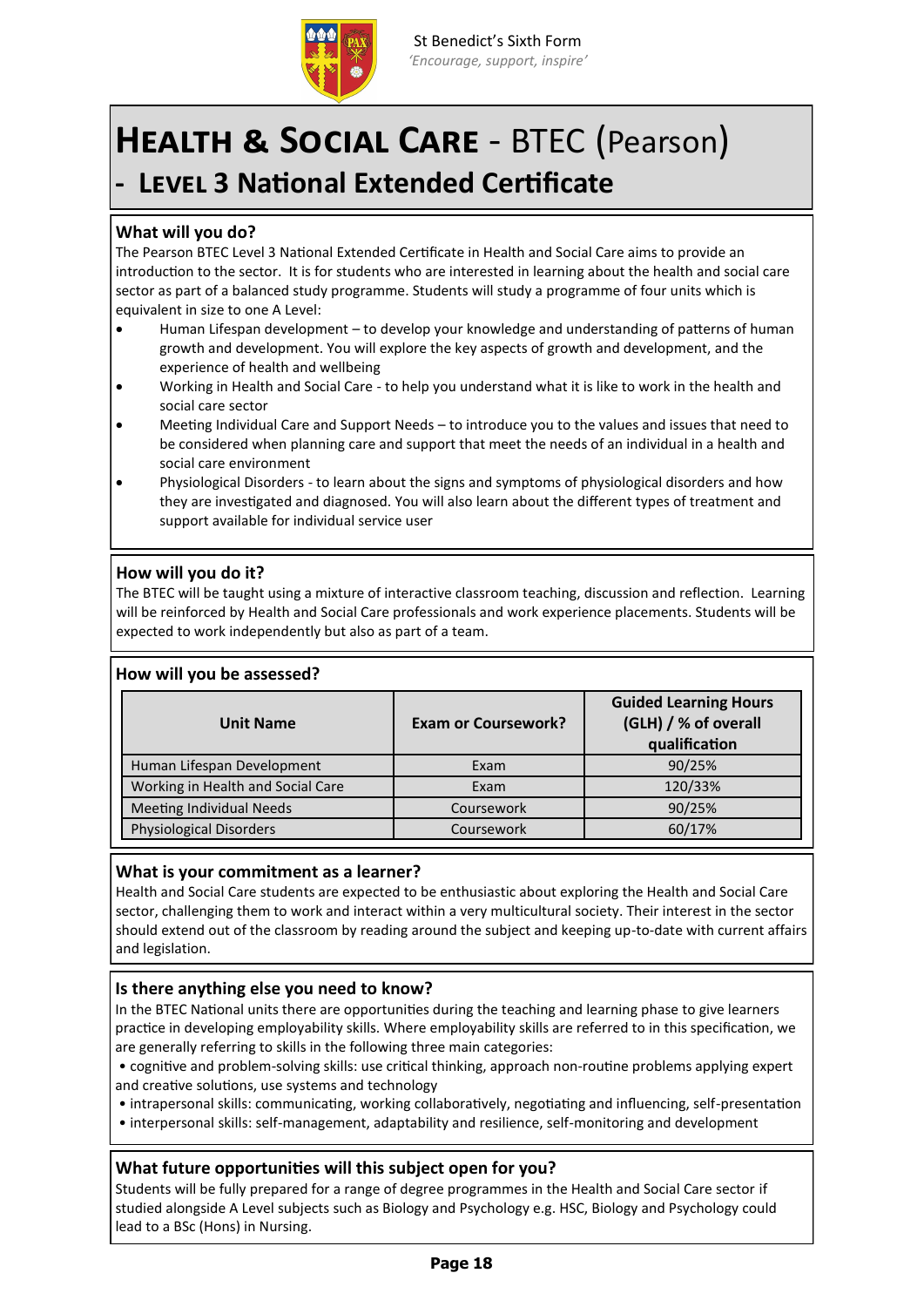St Benedict's Sixth Form
*'Encourage, support, inspire'*

# HEALTH & SOCIAL CARE - BTEC (Pearson)
## - LEVEL 3 National Extended Certificate

### What will you do?

The Pearson BTEC Level 3 National Extended Certificate in Health and Social Care aims to provide an introduction to the sector. It is for students who are interested in learning about the health and social care sector as part of a balanced study programme. Students will study a programme of four units which is equivalent in size to one A Level:

- Human Lifespan development – to develop your knowledge and understanding of patterns of human growth and development. You will explore the key aspects of growth and development, and the experience of health and wellbeing
- Working in Health and Social Care - to help you understand what it is like to work in the health and social care sector
- Meeting Individual Care and Support Needs – to introduce you to the values and issues that need to be considered when planning care and support that meet the needs of an individual in a health and social care environment
- Physiological Disorders - to learn about the signs and symptoms of physiological disorders and how they are investigated and diagnosed. You will also learn about the different types of treatment and support available for individual service user

### How will you do it?

The BTEC will be taught using a mixture of interactive classroom teaching, discussion and reflection. Learning will be reinforced by Health and Social Care professionals and work experience placements. Students will be expected to work independently but also as part of a team.

### How will you be assessed?

| Unit Name | Exam or Coursework? | Guided Learning Hours (GLH) / % of overall qualification |
|---|---|---|
| Human Lifespan Development | Exam | 90/25% |
| Working in Health and Social Care | Exam | 120/33% |
| Meeting Individual Needs | Coursework | 90/25% |
| Physiological Disorders | Coursework | 60/17% |

### What is your commitment as a learner?

Health and Social Care students are expected to be enthusiastic about exploring the Health and Social Care sector, challenging them to work and interact within a very multicultural society. Their interest in the sector should extend out of the classroom by reading around the subject and keeping up-to-date with current affairs and legislation.

### Is there anything else you need to know?

In the BTEC National units there are opportunities during the teaching and learning phase to give learners practice in developing employability skills. Where employability skills are referred to in this specification, we are generally referring to skills in the following three main categories:

- cognitive and problem-solving skills: use critical thinking, approach non-routine problems applying expert and creative solutions, use systems and technology
- intrapersonal skills: communicating, working collaboratively, negotiating and influencing, self-presentation
- interpersonal skills: self-management, adaptability and resilience, self-monitoring and development

### What future opportunities will this subject open for you?

Students will be fully prepared for a range of degree programmes in the Health and Social Care sector if studied alongside A Level subjects such as Biology and Psychology e.g. HSC, Biology and Psychology could lead to a BSc (Hons) in Nursing.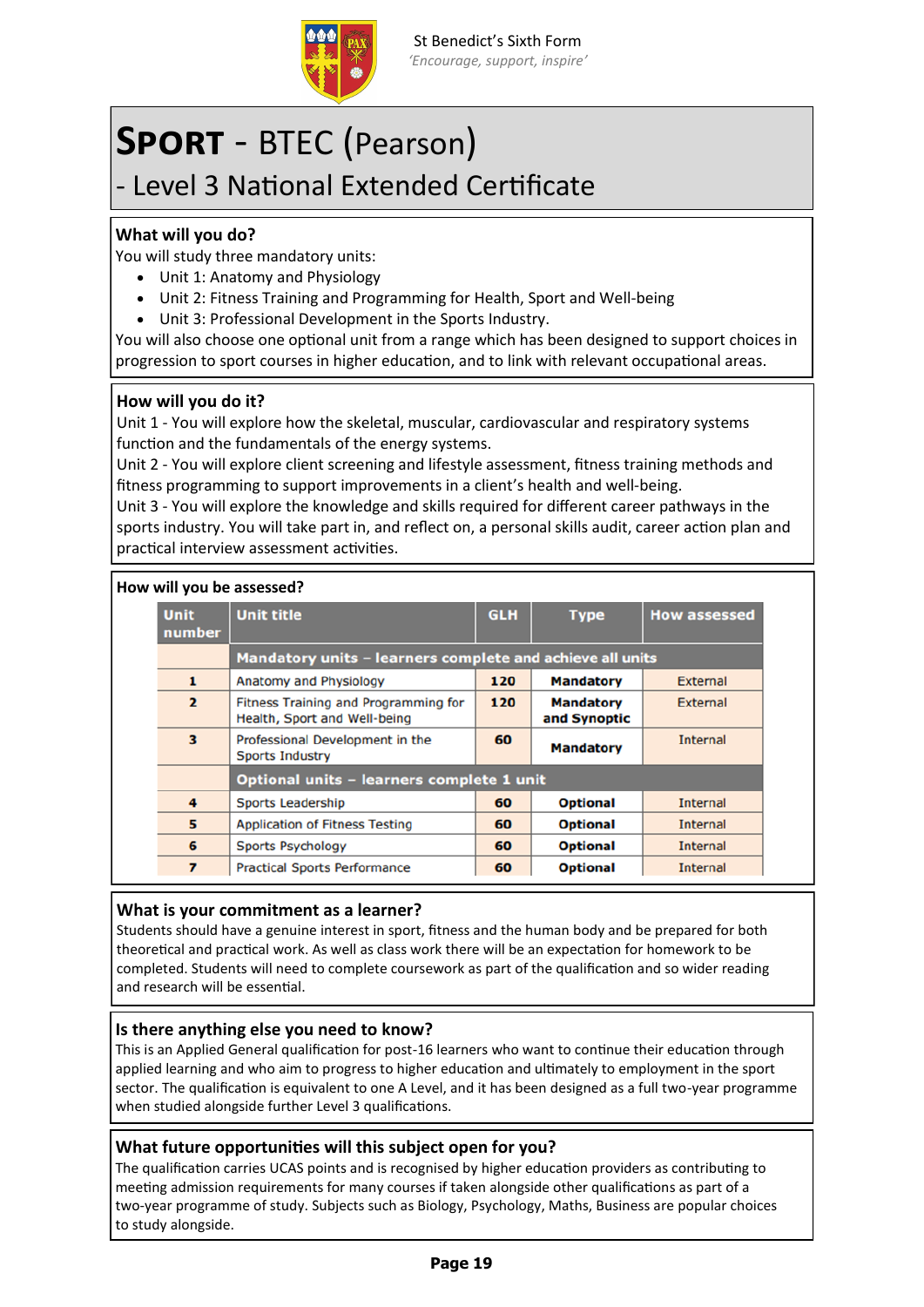St Benedict's Sixth Form
*'Encourage, support, inspire'*

# **SPORT** - BTEC (Pearson)
## - Level 3 National Extended Certificate

### What will you do?

You will study three mandatory units:

- Unit 1: Anatomy and Physiology
- Unit 2: Fitness Training and Programming for Health, Sport and Well-being
- Unit 3: Professional Development in the Sports Industry.

You will also choose one optional unit from a range which has been designed to support choices in progression to sport courses in higher education, and to link with relevant occupational areas.

### How will you do it?

Unit 1 - You will explore how the skeletal, muscular, cardiovascular and respiratory systems function and the fundamentals of the energy systems.
Unit 2 - You will explore client screening and lifestyle assessment, fitness training methods and fitness programming to support improvements in a client's health and well-being.
Unit 3 - You will explore the knowledge and skills required for different career pathways in the sports industry. You will take part in, and reflect on, a personal skills audit, career action plan and practical interview assessment activities.

### How will you be assessed?

| Unit number | Unit title | GLH | Type | How assessed |
|---|---|---|---|---|
| | **Mandatory units – learners complete and achieve all units** | | | |
| **1** | Anatomy and Physiology | **120** | **Mandatory** | External |
| **2** | Fitness Training and Programming for Health, Sport and Well-being | **120** | **Mandatory and Synoptic** | External |
| **3** | Professional Development in the Sports Industry | **60** | **Mandatory** | Internal |
| | **Optional units – learners complete 1 unit** | | | |
| **4** | Sports Leadership | **60** | **Optional** | Internal |
| **5** | Application of Fitness Testing | **60** | **Optional** | Internal |
| **6** | Sports Psychology | **60** | **Optional** | Internal |
| **7** | Practical Sports Performance | **60** | **Optional** | Internal |

### What is your commitment as a learner?

Students should have a genuine interest in sport, fitness and the human body and be prepared for both theoretical and practical work. As well as class work there will be an expectation for homework to be completed. Students will need to complete coursework as part of the qualification and so wider reading and research will be essential.

### Is there anything else you need to know?

This is an Applied General qualification for post-16 learners who want to continue their education through applied learning and who aim to progress to higher education and ultimately to employment in the sport sector. The qualification is equivalent to one A Level, and it has been designed as a full two-year programme when studied alongside further Level 3 qualifications.

### What future opportunities will this subject open for you?

The qualification carries UCAS points and is recognised by higher education providers as contributing to meeting admission requirements for many courses if taken alongside other qualifications as part of a two-year programme of study. Subjects such as Biology, Psychology, Maths, Business are popular choices to study alongside.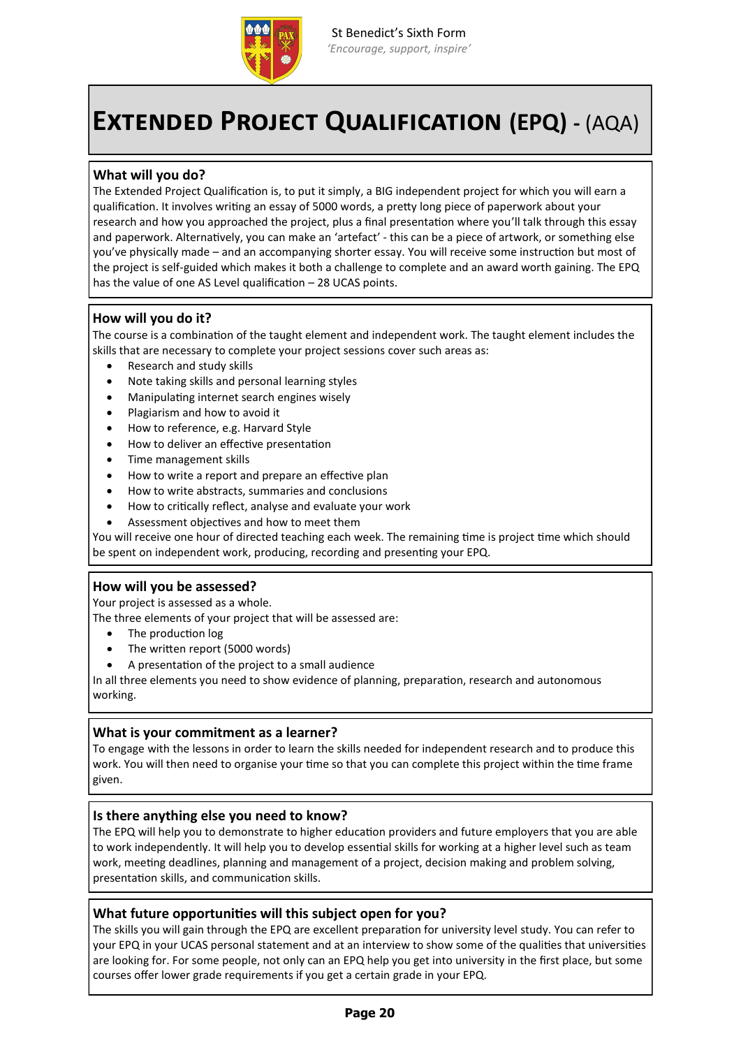St Benedict's Sixth Form
*'Encourage, support, inspire'*

# Extended Project Qualification (EPQ) - (AQA)

## What will you do?

The Extended Project Qualification is, to put it simply, a BIG independent project for which you will earn a qualification. It involves writing an essay of 5000 words, a pretty long piece of paperwork about your research and how you approached the project, plus a final presentation where you'll talk through this essay and paperwork. Alternatively, you can make an 'artefact' - this can be a piece of artwork, or something else you've physically made – and an accompanying shorter essay. You will receive some instruction but most of the project is self-guided which makes it both a challenge to complete and an award worth gaining. The EPQ has the value of one AS Level qualification – 28 UCAS points.

## How will you do it?

The course is a combination of the taught element and independent work. The taught element includes the skills that are necessary to complete your project sessions cover such areas as:

- Research and study skills
- Note taking skills and personal learning styles
- Manipulating internet search engines wisely
- Plagiarism and how to avoid it
- How to reference, e.g. Harvard Style
- How to deliver an effective presentation
- Time management skills
- How to write a report and prepare an effective plan
- How to write abstracts, summaries and conclusions
- How to critically reflect, analyse and evaluate your work
- Assessment objectives and how to meet them

You will receive one hour of directed teaching each week. The remaining time is project time which should be spent on independent work, producing, recording and presenting your EPQ.

## How will you be assessed?

Your project is assessed as a whole.

The three elements of your project that will be assessed are:

- The production log
- The written report (5000 words)
- A presentation of the project to a small audience

In all three elements you need to show evidence of planning, preparation, research and autonomous working.

## What is your commitment as a learner?

To engage with the lessons in order to learn the skills needed for independent research and to produce this work. You will then need to organise your time so that you can complete this project within the time frame given.

## Is there anything else you need to know?

The EPQ will help you to demonstrate to higher education providers and future employers that you are able to work independently. It will help you to develop essential skills for working at a higher level such as team work, meeting deadlines, planning and management of a project, decision making and problem solving, presentation skills, and communication skills.

## What future opportunities will this subject open for you?

The skills you will gain through the EPQ are excellent preparation for university level study. You can refer to your EPQ in your UCAS personal statement and at an interview to show some of the qualities that universities are looking for. For some people, not only can an EPQ help you get into university in the first place, but some courses offer lower grade requirements if you get a certain grade in your EPQ.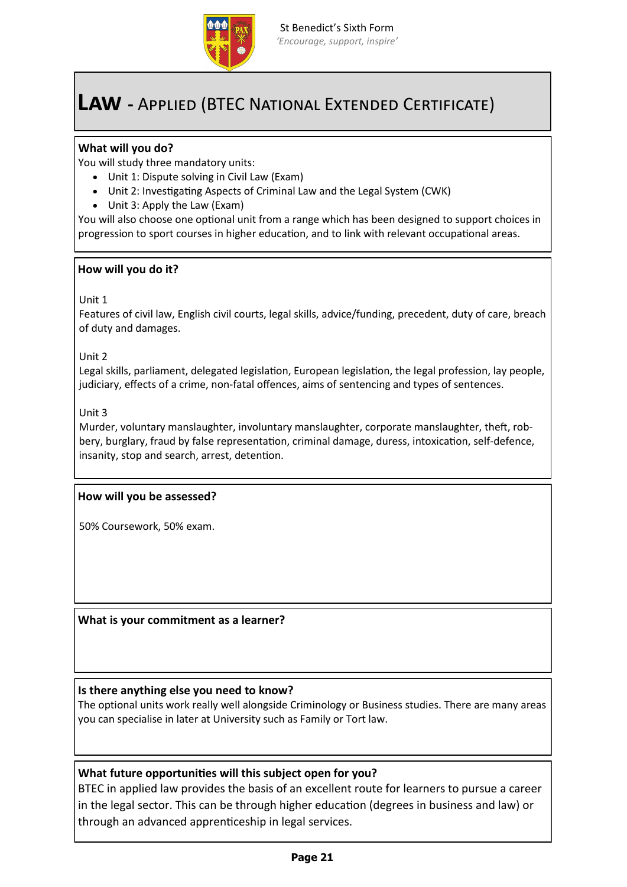St Benedict's Sixth Form
*'Encourage, support, inspire'*

# LAW - APPLIED (BTEC NATIONAL EXTENDED CERTIFICATE)

**What will you do?**

You will study three mandatory units:

- Unit 1: Dispute solving in Civil Law (Exam)
- Unit 2: Investigating Aspects of Criminal Law and the Legal System (CWK)
- Unit 3: Apply the Law (Exam)

You will also choose one optional unit from a range which has been designed to support choices in progression to sport courses in higher education, and to link with relevant occupational areas.

**How will you do it?**

Unit 1

Features of civil law, English civil courts, legal skills, advice/funding, precedent, duty of care, breach of duty and damages.

Unit 2

Legal skills, parliament, delegated legislation, European legislation, the legal profession, lay people, judiciary, effects of a crime, non-fatal offences, aims of sentencing and types of sentences.

Unit 3

Murder, voluntary manslaughter, involuntary manslaughter, corporate manslaughter, theft, robbery, burglary, fraud by false representation, criminal damage, duress, intoxication, self-defence, insanity, stop and search, arrest, detention.

**How will you be assessed?**

50% Coursework, 50% exam.

**What is your commitment as a learner?**

**Is there anything else you need to know?**

The optional units work really well alongside Criminology or Business studies. There are many areas you can specialise in later at University such as Family or Tort law.

**What future opportunities will this subject open for you?**

BTEC in applied law provides the basis of an excellent route for learners to pursue a career in the legal sector. This can be through higher education (degrees in business and law) or through an advanced apprenticeship in legal services.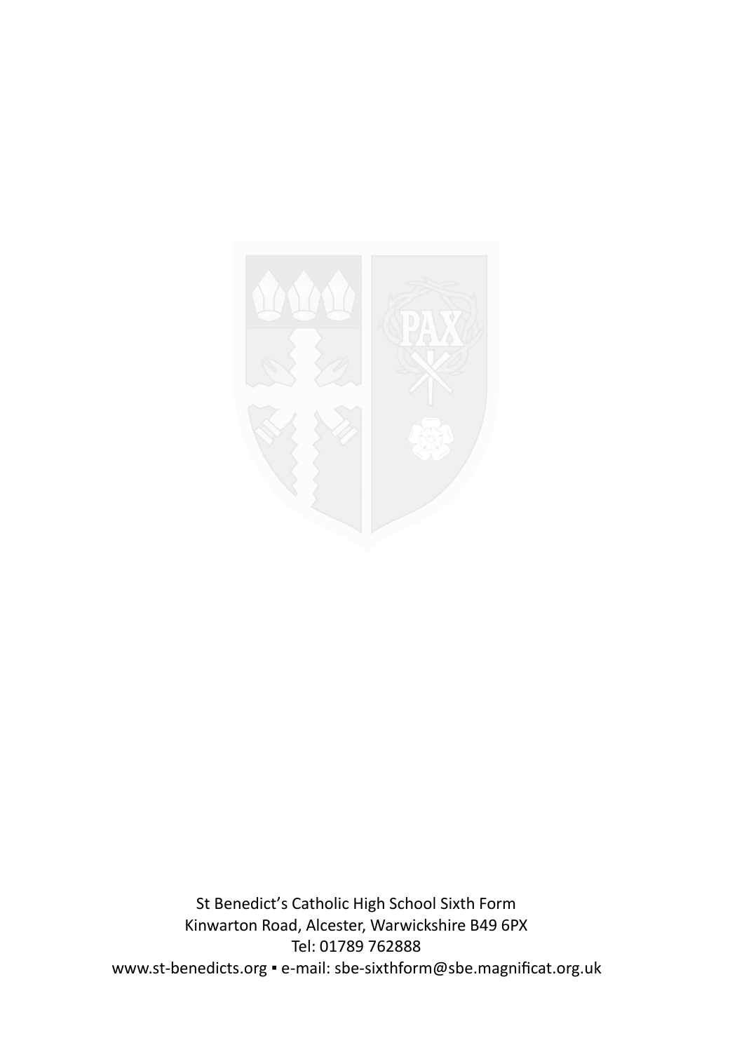St Benedict's Catholic High School Sixth Form
Kinwarton Road, Alcester, Warwickshire B49 6PX
Tel: 01789 762888
www.st-benedicts.org ▪ e-mail: sbe-sixthform@sbe.magnificat.org.uk